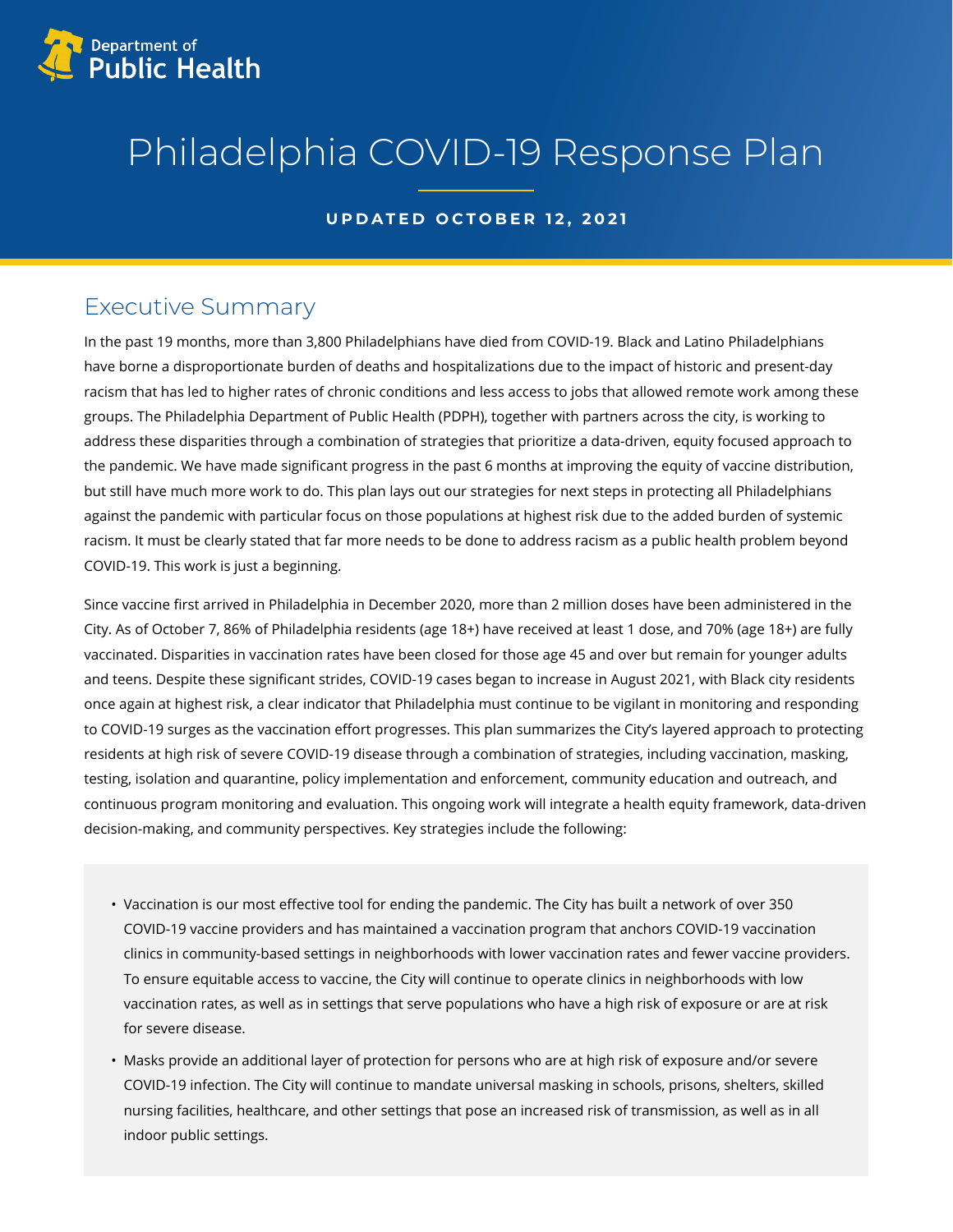Department of Public Health

# Philadelphia COVID-19 Response Plan

**UPDATED OCTOBER 12, 2021**

## Executive Summary

In the past 19 months, more than 3,800 Philadelphians have died from COVID-19. Black and Latino Philadelphians have borne a disproportionate burden of deaths and hospitalizations due to the impact of historic and present-day racism that has led to higher rates of chronic conditions and less access to jobs that allowed remote work among these groups. The Philadelphia Department of Public Health (PDPH), together with partners across the city, is working to address these disparities through a combination of strategies that prioritize a data-driven, equity focused approach to the pandemic. We have made significant progress in the past 6 months at improving the equity of vaccine distribution, but still have much more work to do. This plan lays out our strategies for next steps in protecting all Philadelphians against the pandemic with particular focus on those populations at highest risk due to the added burden of systemic racism. It must be clearly stated that far more needs to be done to address racism as a public health problem beyond COVID-19. This work is just a beginning.

Since vaccine first arrived in Philadelphia in December 2020, more than 2 million doses have been administered in the City. As of October 7, 86% of Philadelphia residents (age 18+) have received at least 1 dose, and 70% (age 18+) are fully vaccinated. Disparities in vaccination rates have been closed for those age 45 and over but remain for younger adults and teens. Despite these significant strides, COVID-19 cases began to increase in August 2021, with Black city residents once again at highest risk, a clear indicator that Philadelphia must continue to be vigilant in monitoring and responding to COVID-19 surges as the vaccination effort progresses. This plan summarizes the City's layered approach to protecting residents at high risk of severe COVID-19 disease through a combination of strategies, including vaccination, masking, testing, isolation and quarantine, policy implementation and enforcement, community education and outreach, and continuous program monitoring and evaluation. This ongoing work will integrate a health equity framework, data-driven decision-making, and community perspectives. Key strategies include the following:

- Vaccination is our most effective tool for ending the pandemic. The City has built a network of over 350 COVID-19 vaccine providers and has maintained a vaccination program that anchors COVID-19 vaccination clinics in community-based settings in neighborhoods with lower vaccination rates and fewer vaccine providers. To ensure equitable access to vaccine, the City will continue to operate clinics in neighborhoods with low vaccination rates, as well as in settings that serve populations who have a high risk of exposure or are at risk for severe disease.
- Masks provide an additional layer of protection for persons who are at high risk of exposure and/or severe COVID-19 infection. The City will continue to mandate universal masking in schools, prisons, shelters, skilled nursing facilities, healthcare, and other settings that pose an increased risk of transmission, as well as in all indoor public settings.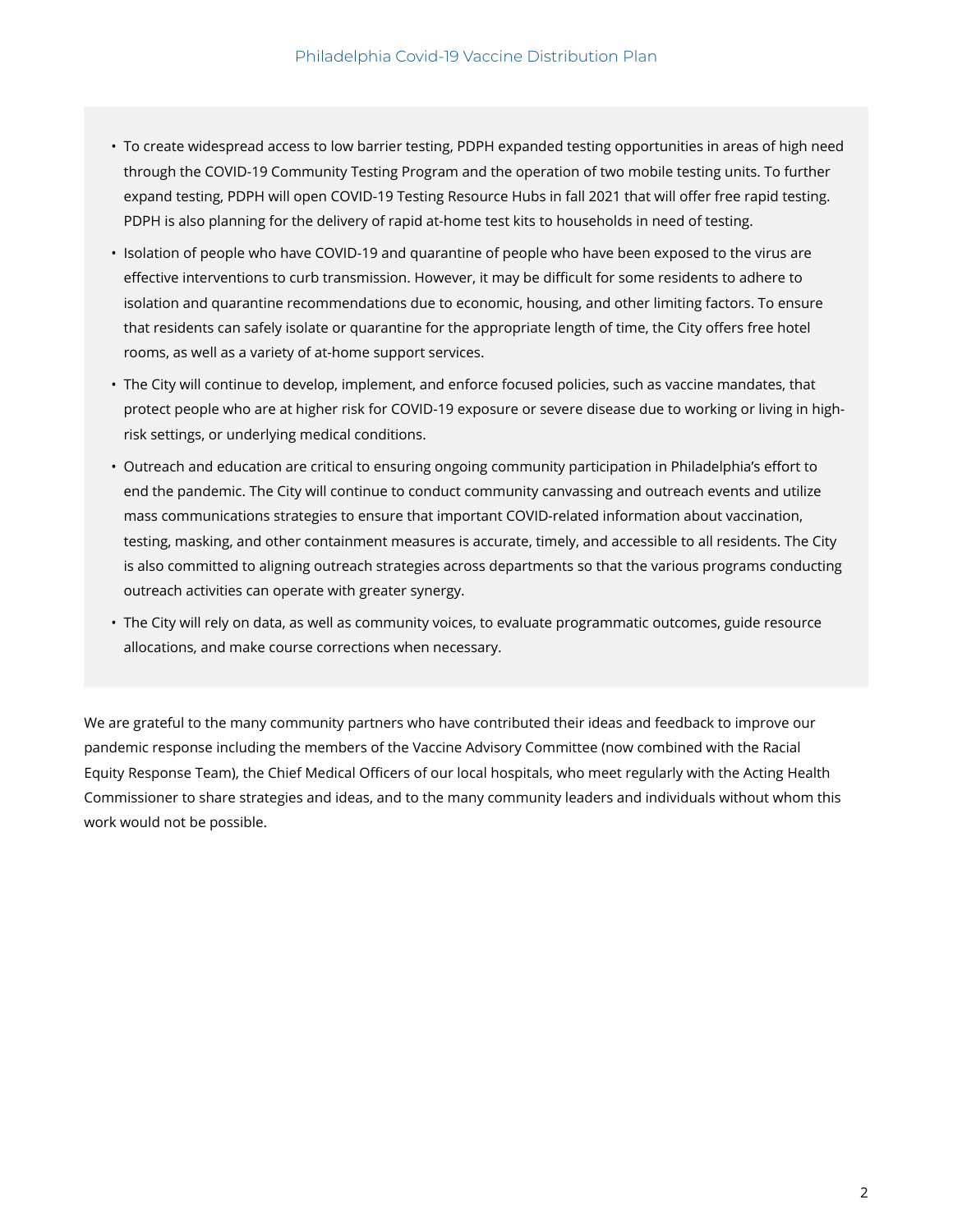- To create widespread access to low barrier testing, PDPH expanded testing opportunities in areas of high need through the COVID-19 Community Testing Program and the operation of two mobile testing units. To further expand testing, PDPH will open COVID-19 Testing Resource Hubs in fall 2021 that will offer free rapid testing. PDPH is also planning for the delivery of rapid at-home test kits to households in need of testing.
- Isolation of people who have COVID-19 and quarantine of people who have been exposed to the virus are effective interventions to curb transmission. However, it may be difficult for some residents to adhere to isolation and quarantine recommendations due to economic, housing, and other limiting factors. To ensure that residents can safely isolate or quarantine for the appropriate length of time, the City offers free hotel rooms, as well as a variety of at-home support services.
- The City will continue to develop, implement, and enforce focused policies, such as vaccine mandates, that protect people who are at higher risk for COVID-19 exposure or severe disease due to working or living in high-risk settings, or underlying medical conditions.
- Outreach and education are critical to ensuring ongoing community participation in Philadelphia's effort to end the pandemic. The City will continue to conduct community canvassing and outreach events and utilize mass communications strategies to ensure that important COVID-related information about vaccination, testing, masking, and other containment measures is accurate, timely, and accessible to all residents. The City is also committed to aligning outreach strategies across departments so that the various programs conducting outreach activities can operate with greater synergy.
- The City will rely on data, as well as community voices, to evaluate programmatic outcomes, guide resource allocations, and make course corrections when necessary.

We are grateful to the many community partners who have contributed their ideas and feedback to improve our pandemic response including the members of the Vaccine Advisory Committee (now combined with the Racial Equity Response Team), the Chief Medical Officers of our local hospitals, who meet regularly with the Acting Health Commissioner to share strategies and ideas, and to the many community leaders and individuals without whom this work would not be possible.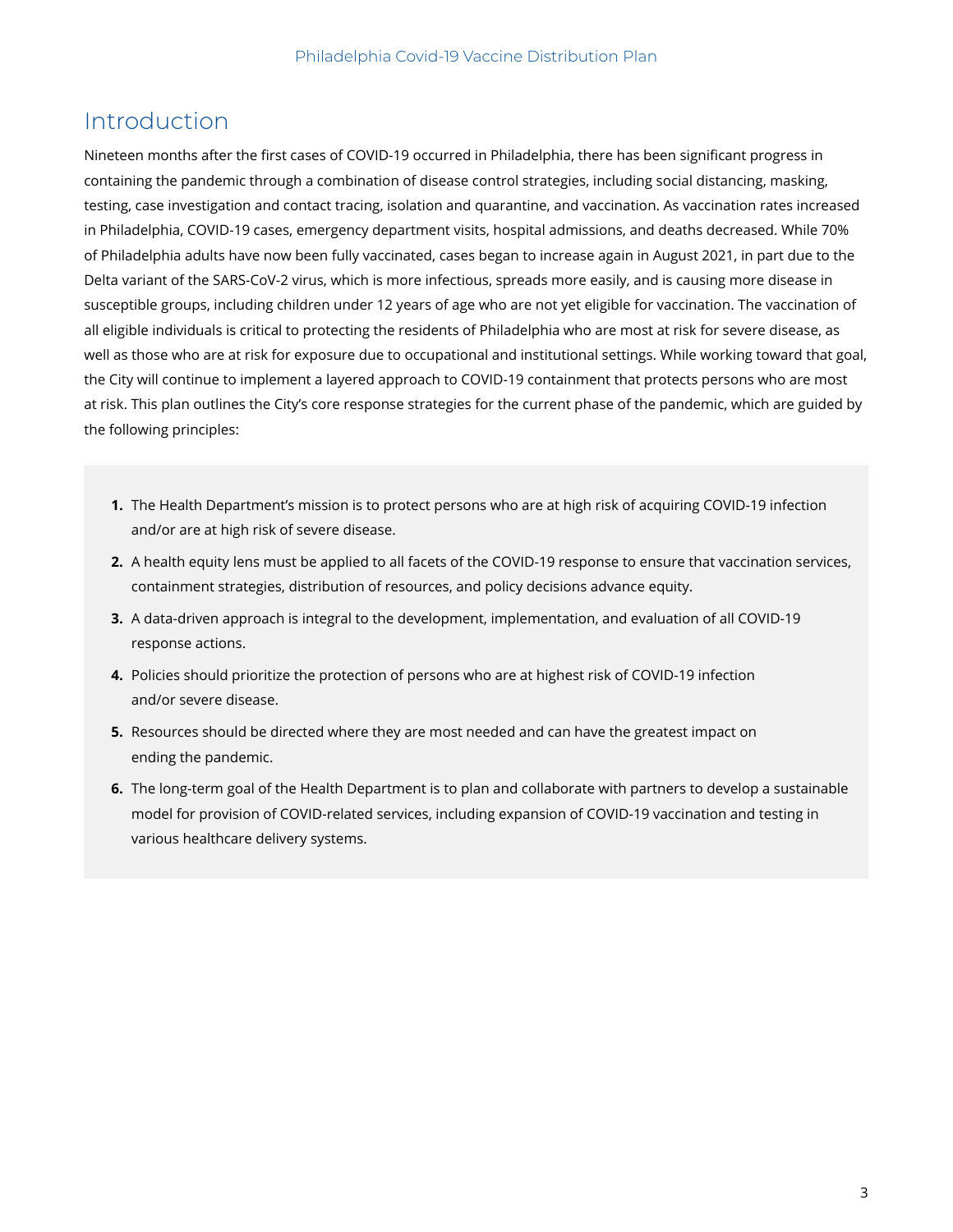# Introduction

Nineteen months after the first cases of COVID-19 occurred in Philadelphia, there has been significant progress in containing the pandemic through a combination of disease control strategies, including social distancing, masking, testing, case investigation and contact tracing, isolation and quarantine, and vaccination. As vaccination rates increased in Philadelphia, COVID-19 cases, emergency department visits, hospital admissions, and deaths decreased. While 70% of Philadelphia adults have now been fully vaccinated, cases began to increase again in August 2021, in part due to the Delta variant of the SARS-CoV-2 virus, which is more infectious, spreads more easily, and is causing more disease in susceptible groups, including children under 12 years of age who are not yet eligible for vaccination. The vaccination of all eligible individuals is critical to protecting the residents of Philadelphia who are most at risk for severe disease, as well as those who are at risk for exposure due to occupational and institutional settings. While working toward that goal, the City will continue to implement a layered approach to COVID-19 containment that protects persons who are most at risk. This plan outlines the City's core response strategies for the current phase of the pandemic, which are guided by the following principles:

1. The Health Department's mission is to protect persons who are at high risk of acquiring COVID-19 infection and/or are at high risk of severe disease.
2. A health equity lens must be applied to all facets of the COVID-19 response to ensure that vaccination services, containment strategies, distribution of resources, and policy decisions advance equity.
3. A data-driven approach is integral to the development, implementation, and evaluation of all COVID-19 response actions.
4. Policies should prioritize the protection of persons who are at highest risk of COVID-19 infection and/or severe disease.
5. Resources should be directed where they are most needed and can have the greatest impact on ending the pandemic.
6. The long-term goal of the Health Department is to plan and collaborate with partners to develop a sustainable model for provision of COVID-related services, including expansion of COVID-19 vaccination and testing in various healthcare delivery systems.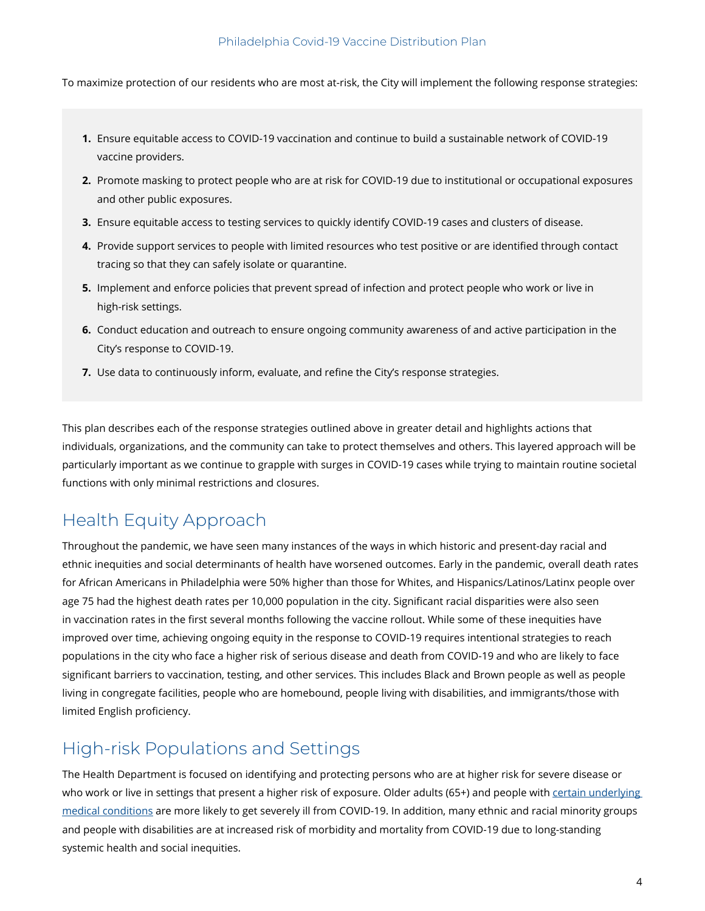To maximize protection of our residents who are most at-risk, the City will implement the following response strategies:

1. Ensure equitable access to COVID-19 vaccination and continue to build a sustainable network of COVID-19 vaccine providers.
2. Promote masking to protect people who are at risk for COVID-19 due to institutional or occupational exposures and other public exposures.
3. Ensure equitable access to testing services to quickly identify COVID-19 cases and clusters of disease.
4. Provide support services to people with limited resources who test positive or are identified through contact tracing so that they can safely isolate or quarantine.
5. Implement and enforce policies that prevent spread of infection and protect people who work or live in high-risk settings.
6. Conduct education and outreach to ensure ongoing community awareness of and active participation in the City's response to COVID-19.
7. Use data to continuously inform, evaluate, and refine the City's response strategies.

This plan describes each of the response strategies outlined above in greater detail and highlights actions that individuals, organizations, and the community can take to protect themselves and others. This layered approach will be particularly important as we continue to grapple with surges in COVID-19 cases while trying to maintain routine societal functions with only minimal restrictions and closures.

## Health Equity Approach

Throughout the pandemic, we have seen many instances of the ways in which historic and present-day racial and ethnic inequities and social determinants of health have worsened outcomes. Early in the pandemic, overall death rates for African Americans in Philadelphia were 50% higher than those for Whites, and Hispanics/Latinos/Latinx people over age 75 had the highest death rates per 10,000 population in the city. Significant racial disparities were also seen in vaccination rates in the first several months following the vaccine rollout. While some of these inequities have improved over time, achieving ongoing equity in the response to COVID-19 requires intentional strategies to reach populations in the city who face a higher risk of serious disease and death from COVID-19 and who are likely to face significant barriers to vaccination, testing, and other services. This includes Black and Brown people as well as people living in congregate facilities, people who are homebound, people living with disabilities, and immigrants/those with limited English proficiency.

## High-risk Populations and Settings

The Health Department is focused on identifying and protecting persons who are at higher risk for severe disease or who work or live in settings that present a higher risk of exposure. Older adults (65+) and people with [certain underlying medical conditions]() are more likely to get severely ill from COVID-19. In addition, many ethnic and racial minority groups and people with disabilities are at increased risk of morbidity and mortality from COVID-19 due to long-standing systemic health and social inequities.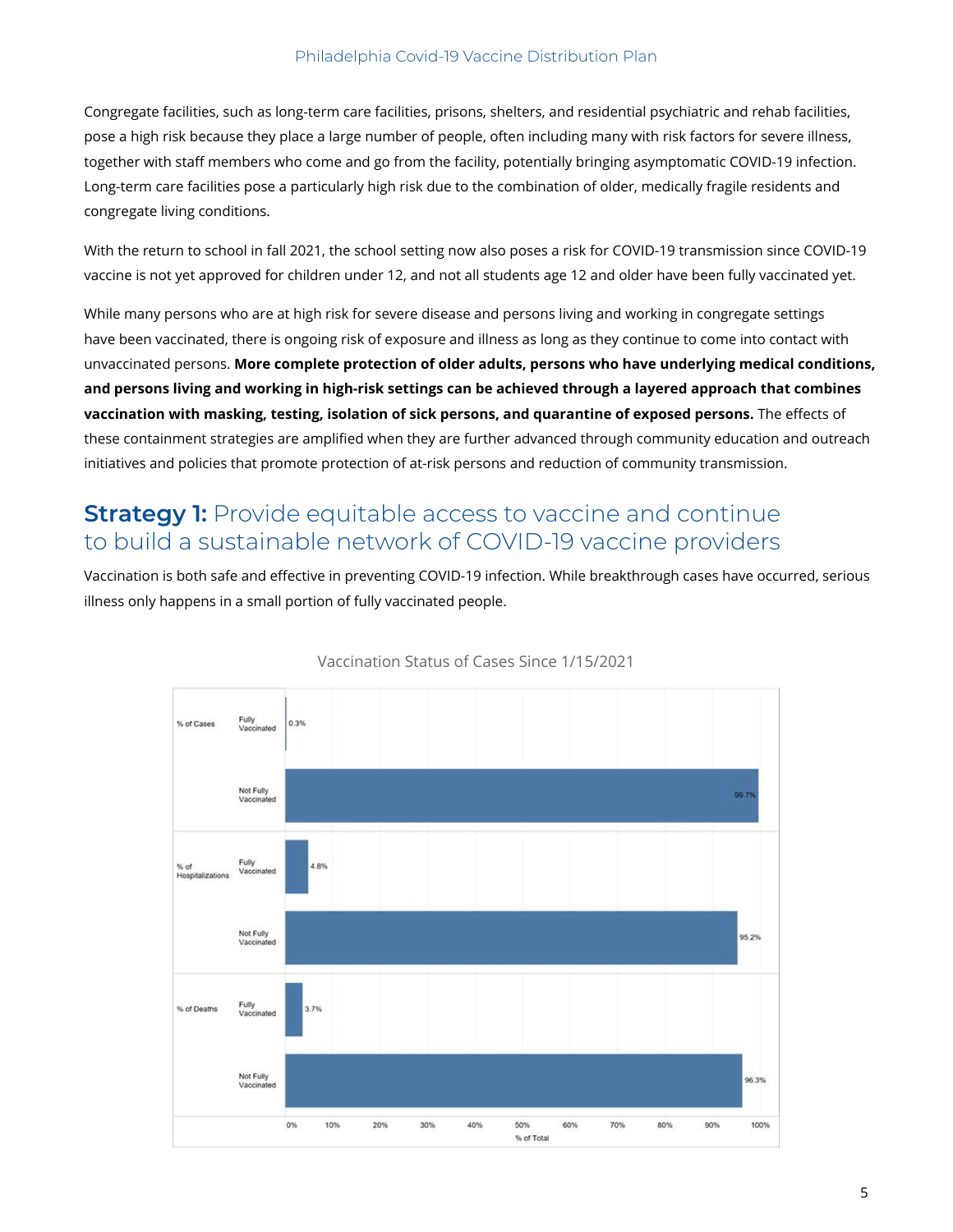Congregate facilities, such as long-term care facilities, prisons, shelters, and residential psychiatric and rehab facilities, pose a high risk because they place a large number of people, often including many with risk factors for severe illness, together with staff members who come and go from the facility, potentially bringing asymptomatic COVID-19 infection. Long-term care facilities pose a particularly high risk due to the combination of older, medically fragile residents and congregate living conditions.

With the return to school in fall 2021, the school setting now also poses a risk for COVID-19 transmission since COVID-19 vaccine is not yet approved for children under 12, and not all students age 12 and older have been fully vaccinated yet.

While many persons who are at high risk for severe disease and persons living and working in congregate settings have been vaccinated, there is ongoing risk of exposure and illness as long as they continue to come into contact with unvaccinated persons. **More complete protection of older adults, persons who have underlying medical conditions, and persons living and working in high-risk settings can be achieved through a layered approach that combines vaccination with masking, testing, isolation of sick persons, and quarantine of exposed persons.** The effects of these containment strategies are amplified when they are further advanced through community education and outreach initiatives and policies that promote protection of at-risk persons and reduction of community transmission.

## **Strategy 1:** Provide equitable access to vaccine and continue to build a sustainable network of COVID-19 vaccine providers

Vaccination is both safe and effective in preventing COVID-19 infection. While breakthrough cases have occurred, serious illness only happens in a small portion of fully vaccinated people.

Vaccination Status of Cases Since 1/15/2021

| | | % of Total |
|---|---|---|
| % of Cases | Fully Vaccinated | 0.3% |
| | Not Fully Vaccinated | 99.7% |
| % of Hospitalizations | Fully Vaccinated | 4.8% |
| | Not Fully Vaccinated | 95.2% |
| % of Deaths | Fully Vaccinated | 3.7% |
| | Not Fully Vaccinated | 96.3% |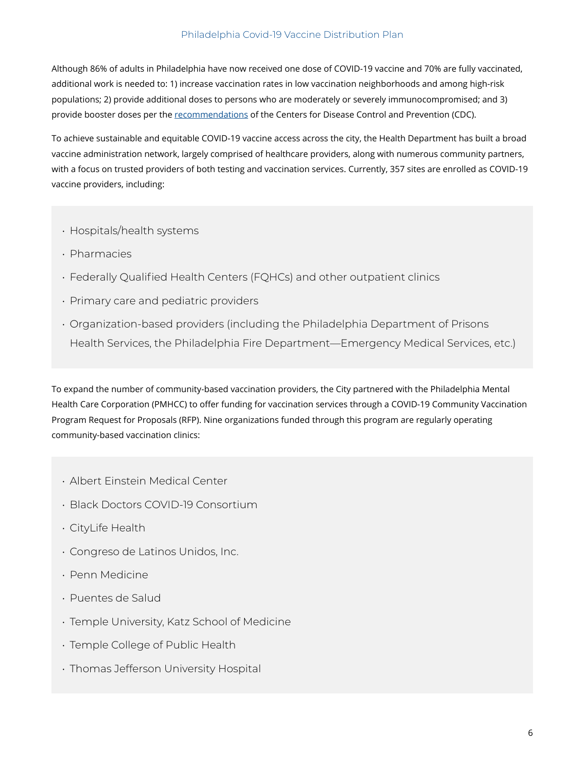Although 86% of adults in Philadelphia have now received one dose of COVID-19 vaccine and 70% are fully vaccinated, additional work is needed to: 1) increase vaccination rates in low vaccination neighborhoods and among high-risk populations; 2) provide additional doses to persons who are moderately or severely immunocompromised; and 3) provide booster doses per the recommendations of the Centers for Disease Control and Prevention (CDC).

To achieve sustainable and equitable COVID-19 vaccine access across the city, the Health Department has built a broad vaccine administration network, largely comprised of healthcare providers, along with numerous community partners, with a focus on trusted providers of both testing and vaccination services. Currently, 357 sites are enrolled as COVID-19 vaccine providers, including:

- Hospitals/health systems
- Pharmacies
- Federally Qualified Health Centers (FQHCs) and other outpatient clinics
- Primary care and pediatric providers
- Organization-based providers (including the Philadelphia Department of Prisons Health Services, the Philadelphia Fire Department—Emergency Medical Services, etc.)

To expand the number of community-based vaccination providers, the City partnered with the Philadelphia Mental Health Care Corporation (PMHCC) to offer funding for vaccination services through a COVID-19 Community Vaccination Program Request for Proposals (RFP). Nine organizations funded through this program are regularly operating community-based vaccination clinics:

- Albert Einstein Medical Center
- Black Doctors COVID-19 Consortium
- CityLife Health
- Congreso de Latinos Unidos, Inc.
- Penn Medicine
- Puentes de Salud
- Temple University, Katz School of Medicine
- Temple College of Public Health
- Thomas Jefferson University Hospital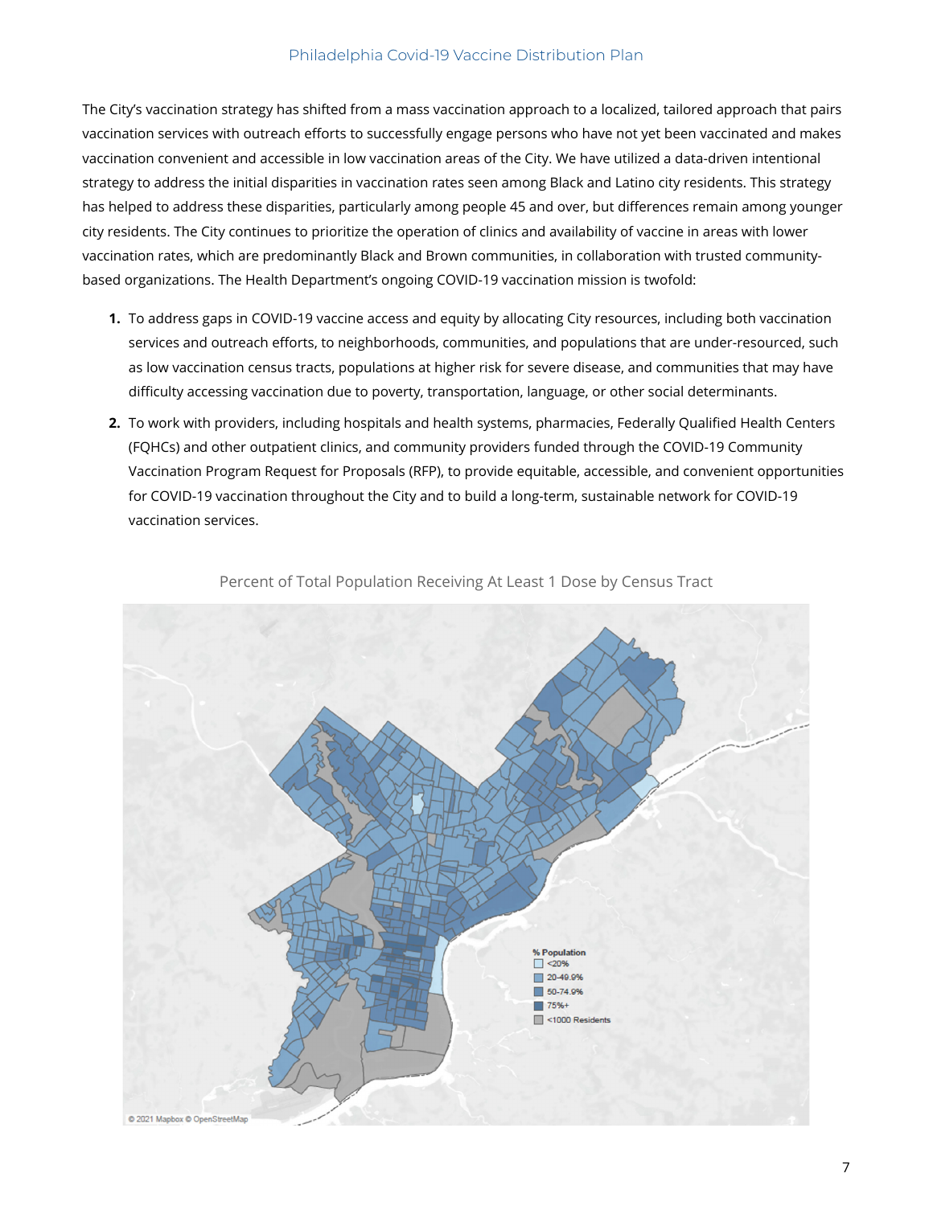The City's vaccination strategy has shifted from a mass vaccination approach to a localized, tailored approach that pairs vaccination services with outreach efforts to successfully engage persons who have not yet been vaccinated and makes vaccination convenient and accessible in low vaccination areas of the City. We have utilized a data-driven intentional strategy to address the initial disparities in vaccination rates seen among Black and Latino city residents. This strategy has helped to address these disparities, particularly among people 45 and over, but differences remain among younger city residents. The City continues to prioritize the operation of clinics and availability of vaccine in areas with lower vaccination rates, which are predominantly Black and Brown communities, in collaboration with trusted community-based organizations. The Health Department's ongoing COVID-19 vaccination mission is twofold:

1. To address gaps in COVID-19 vaccine access and equity by allocating City resources, including both vaccination services and outreach efforts, to neighborhoods, communities, and populations that are under-resourced, such as low vaccination census tracts, populations at higher risk for severe disease, and communities that may have difficulty accessing vaccination due to poverty, transportation, language, or other social determinants.
2. To work with providers, including hospitals and health systems, pharmacies, Federally Qualified Health Centers (FQHCs) and other outpatient clinics, and community providers funded through the COVID-19 Community Vaccination Program Request for Proposals (RFP), to provide equitable, accessible, and convenient opportunities for COVID-19 vaccination throughout the City and to build a long-term, sustainable network for COVID-19 vaccination services.

Percent of Total Population Receiving At Least 1 Dose by Census Tract

% Population
- <20%
- 20-49.9%
- 50-74.9%
- 75%+
- <1000 Residents

© 2021 Mapbox © OpenStreetMap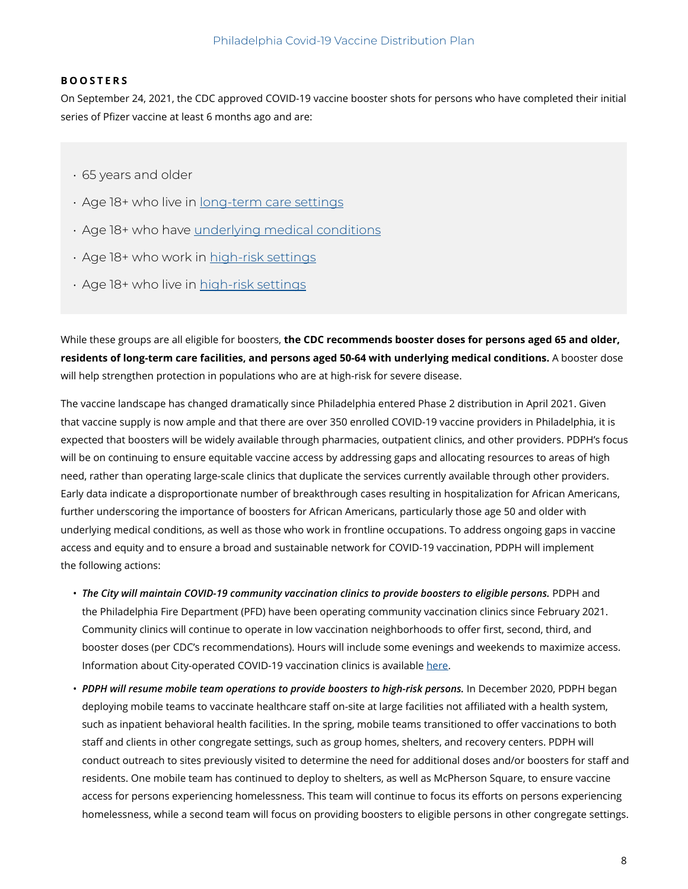## BOOSTERS

On September 24, 2021, the CDC approved COVID-19 vaccine booster shots for persons who have completed their initial series of Pfizer vaccine at least 6 months ago and are:

- 65 years and older
- Age 18+ who live in long-term care settings
- Age 18+ who have underlying medical conditions
- Age 18+ who work in high-risk settings
- Age 18+ who live in high-risk settings

While these groups are all eligible for boosters, **the CDC recommends booster doses for persons aged 65 and older, residents of long-term care facilities, and persons aged 50-64 with underlying medical conditions.** A booster dose will help strengthen protection in populations who are at high-risk for severe disease.

The vaccine landscape has changed dramatically since Philadelphia entered Phase 2 distribution in April 2021. Given that vaccine supply is now ample and that there are over 350 enrolled COVID-19 vaccine providers in Philadelphia, it is expected that boosters will be widely available through pharmacies, outpatient clinics, and other providers. PDPH's focus will be on continuing to ensure equitable vaccine access by addressing gaps and allocating resources to areas of high need, rather than operating large-scale clinics that duplicate the services currently available through other providers. Early data indicate a disproportionate number of breakthrough cases resulting in hospitalization for African Americans, further underscoring the importance of boosters for African Americans, particularly those age 50 and older with underlying medical conditions, as well as those who work in frontline occupations. To address ongoing gaps in vaccine access and equity and to ensure a broad and sustainable network for COVID-19 vaccination, PDPH will implement the following actions:

- ***The City will maintain COVID-19 community vaccination clinics to provide boosters to eligible persons.*** PDPH and the Philadelphia Fire Department (PFD) have been operating community vaccination clinics since February 2021. Community clinics will continue to operate in low vaccination neighborhoods to offer first, second, third, and booster doses (per CDC's recommendations). Hours will include some evenings and weekends to maximize access. Information about City-operated COVID-19 vaccination clinics is available here.
- ***PDPH will resume mobile team operations to provide boosters to high-risk persons.*** In December 2020, PDPH began deploying mobile teams to vaccinate healthcare staff on-site at large facilities not affiliated with a health system, such as inpatient behavioral health facilities. In the spring, mobile teams transitioned to offer vaccinations to both staff and clients in other congregate settings, such as group homes, shelters, and recovery centers. PDPH will conduct outreach to sites previously visited to determine the need for additional doses and/or boosters for staff and residents. One mobile team has continued to deploy to shelters, as well as McPherson Square, to ensure vaccine access for persons experiencing homelessness. This team will continue to focus its efforts on persons experiencing homelessness, while a second team will focus on providing boosters to eligible persons in other congregate settings.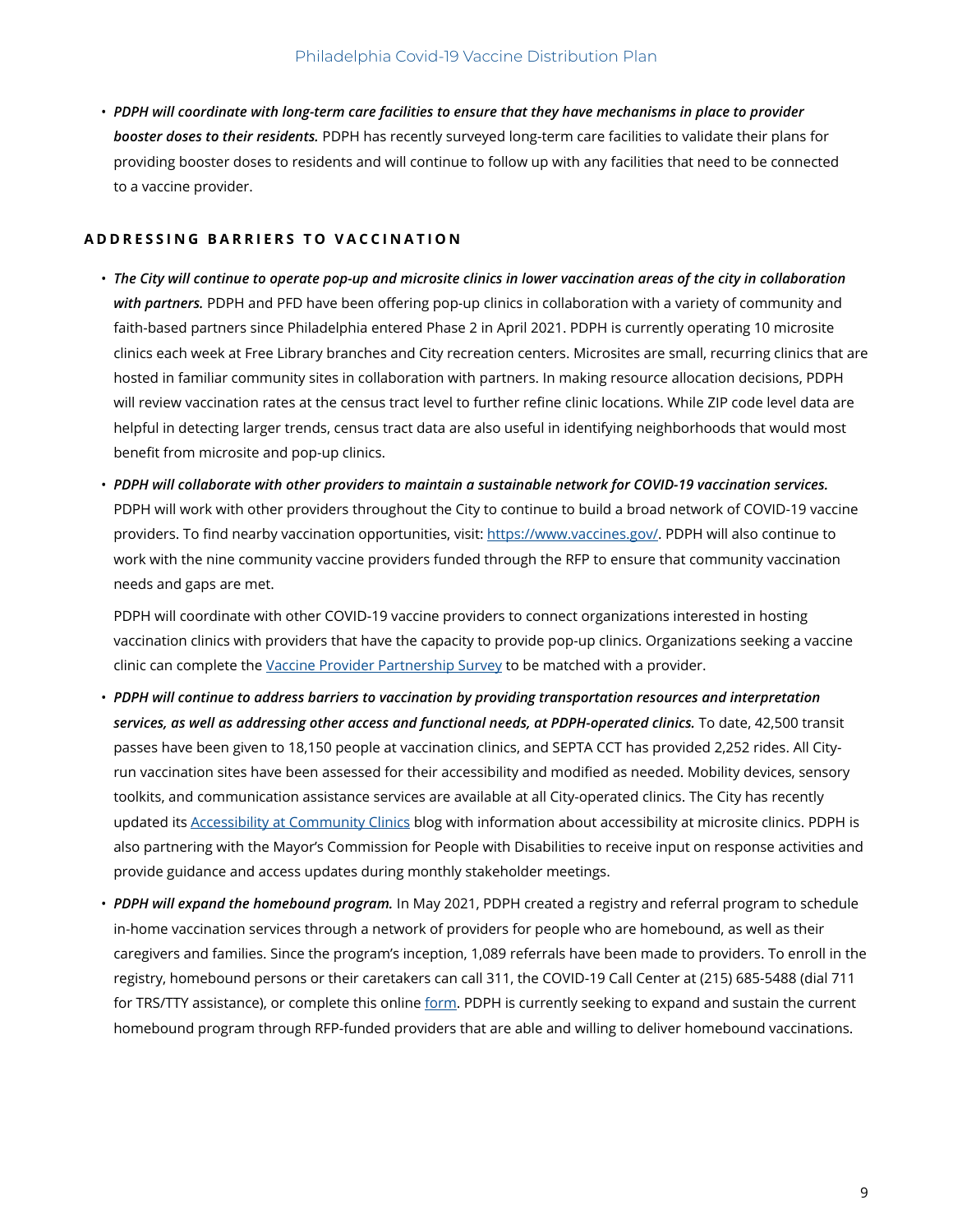- ***PDPH will coordinate with long-term care facilities to ensure that they have mechanisms in place to provider booster doses to their residents.*** PDPH has recently surveyed long-term care facilities to validate their plans for providing booster doses to residents and will continue to follow up with any facilities that need to be connected to a vaccine provider.

## ADDRESSING BARRIERS TO VACCINATION

- ***The City will continue to operate pop-up and microsite clinics in lower vaccination areas of the city in collaboration with partners.*** PDPH and PFD have been offering pop-up clinics in collaboration with a variety of community and faith-based partners since Philadelphia entered Phase 2 in April 2021. PDPH is currently operating 10 microsite clinics each week at Free Library branches and City recreation centers. Microsites are small, recurring clinics that are hosted in familiar community sites in collaboration with partners. In making resource allocation decisions, PDPH will review vaccination rates at the census tract level to further refine clinic locations. While ZIP code level data are helpful in detecting larger trends, census tract data are also useful in identifying neighborhoods that would most benefit from microsite and pop-up clinics.
- ***PDPH will collaborate with other providers to maintain a sustainable network for COVID-19 vaccination services.*** PDPH will work with other providers throughout the City to continue to build a broad network of COVID-19 vaccine providers. To find nearby vaccination opportunities, visit: [https://www.vaccines.gov/](https://www.vaccines.gov/). PDPH will also continue to work with the nine community vaccine providers funded through the RFP to ensure that community vaccination needs and gaps are met.

  PDPH will coordinate with other COVID-19 vaccine providers to connect organizations interested in hosting vaccination clinics with providers that have the capacity to provide pop-up clinics. Organizations seeking a vaccine clinic can complete the Vaccine Provider Partnership Survey to be matched with a provider.
- ***PDPH will continue to address barriers to vaccination by providing transportation resources and interpretation services, as well as addressing other access and functional needs, at PDPH-operated clinics.*** To date, 42,500 transit passes have been given to 18,150 people at vaccination clinics, and SEPTA CCT has provided 2,252 rides. All City-run vaccination sites have been assessed for their accessibility and modified as needed. Mobility devices, sensory toolkits, and communication assistance services are available at all City-operated clinics. The City has recently updated its Accessibility at Community Clinics blog with information about accessibility at microsite clinics. PDPH is also partnering with the Mayor's Commission for People with Disabilities to receive input on response activities and provide guidance and access updates during monthly stakeholder meetings.
- ***PDPH will expand the homebound program.*** In May 2021, PDPH created a registry and referral program to schedule in-home vaccination services through a network of providers for people who are homebound, as well as their caregivers and families. Since the program's inception, 1,089 referrals have been made to providers. To enroll in the registry, homebound persons or their caretakers can call 311, the COVID-19 Call Center at (215) 685-5488 (dial 711 for TRS/TTY assistance), or complete this online form. PDPH is currently seeking to expand and sustain the current homebound program through RFP-funded providers that are able and willing to deliver homebound vaccinations.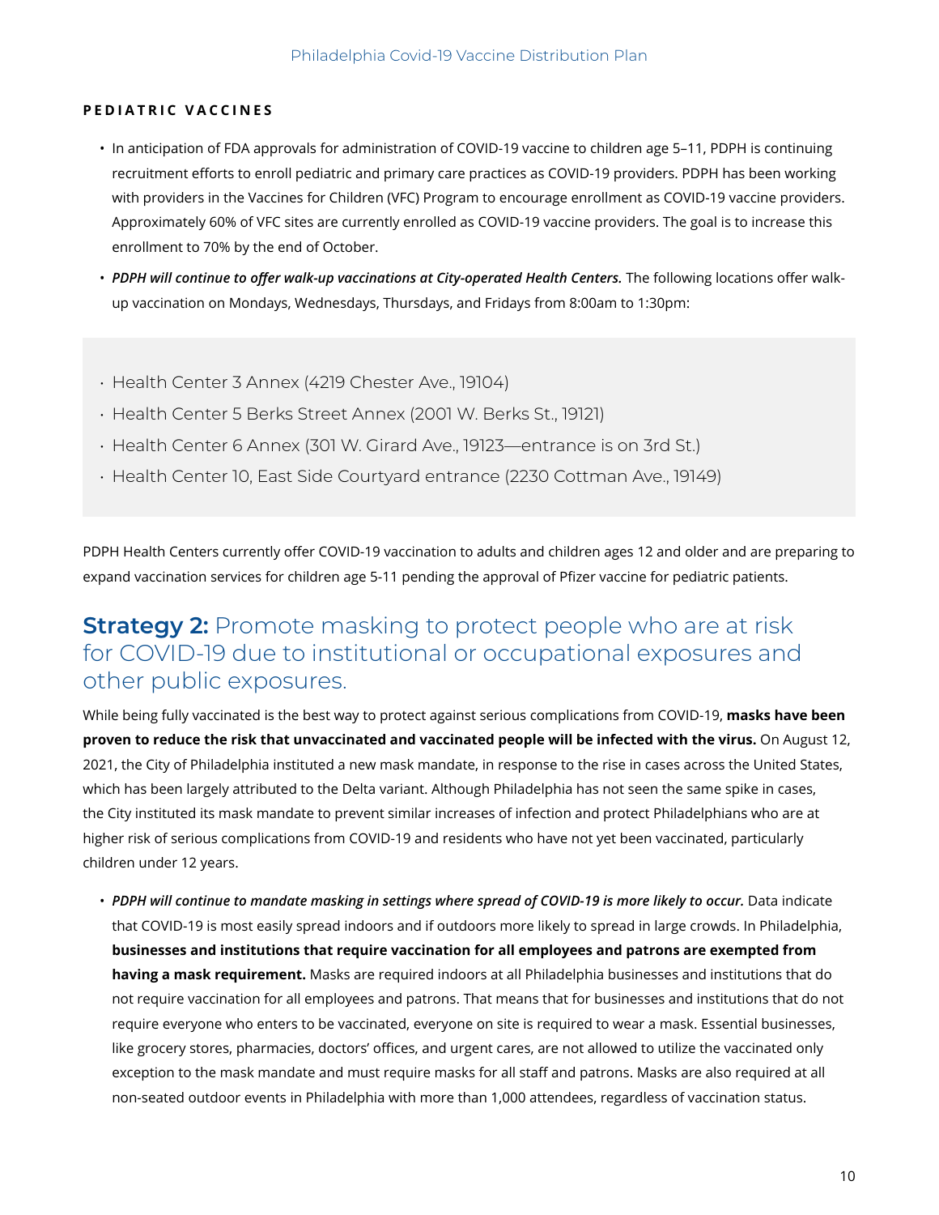**PEDIATRIC VACCINES**

- In anticipation of FDA approvals for administration of COVID-19 vaccine to children age 5–11, PDPH is continuing recruitment efforts to enroll pediatric and primary care practices as COVID-19 providers. PDPH has been working with providers in the Vaccines for Children (VFC) Program to encourage enrollment as COVID-19 vaccine providers. Approximately 60% of VFC sites are currently enrolled as COVID-19 vaccine providers. The goal is to increase this enrollment to 70% by the end of October.
- ***PDPH will continue to offer walk-up vaccinations at City-operated Health Centers.*** The following locations offer walk-up vaccination on Mondays, Wednesdays, Thursdays, and Fridays from 8:00am to 1:30pm:

- Health Center 3 Annex (4219 Chester Ave., 19104)
- Health Center 5 Berks Street Annex (2001 W. Berks St., 19121)
- Health Center 6 Annex (301 W. Girard Ave., 19123—entrance is on 3rd St.)
- Health Center 10, East Side Courtyard entrance (2230 Cottman Ave., 19149)

PDPH Health Centers currently offer COVID-19 vaccination to adults and children ages 12 and older and are preparing to expand vaccination services for children age 5-11 pending the approval of Pfizer vaccine for pediatric patients.

## **Strategy 2:** Promote masking to protect people who are at risk for COVID-19 due to institutional or occupational exposures and other public exposures.

While being fully vaccinated is the best way to protect against serious complications from COVID-19, **masks have been proven to reduce the risk that unvaccinated and vaccinated people will be infected with the virus.** On August 12, 2021, the City of Philadelphia instituted a new mask mandate, in response to the rise in cases across the United States, which has been largely attributed to the Delta variant. Although Philadelphia has not seen the same spike in cases, the City instituted its mask mandate to prevent similar increases of infection and protect Philadelphians who are at higher risk of serious complications from COVID-19 and residents who have not yet been vaccinated, particularly children under 12 years.

- ***PDPH will continue to mandate masking in settings where spread of COVID-19 is more likely to occur.*** Data indicate that COVID-19 is most easily spread indoors and if outdoors more likely to spread in large crowds. In Philadelphia, **businesses and institutions that require vaccination for all employees and patrons are exempted from having a mask requirement.** Masks are required indoors at all Philadelphia businesses and institutions that do not require vaccination for all employees and patrons. That means that for businesses and institutions that do not require everyone who enters to be vaccinated, everyone on site is required to wear a mask. Essential businesses, like grocery stores, pharmacies, doctors' offices, and urgent cares, are not allowed to utilize the vaccinated only exception to the mask mandate and must require masks for all staff and patrons. Masks are also required at all non-seated outdoor events in Philadelphia with more than 1,000 attendees, regardless of vaccination status.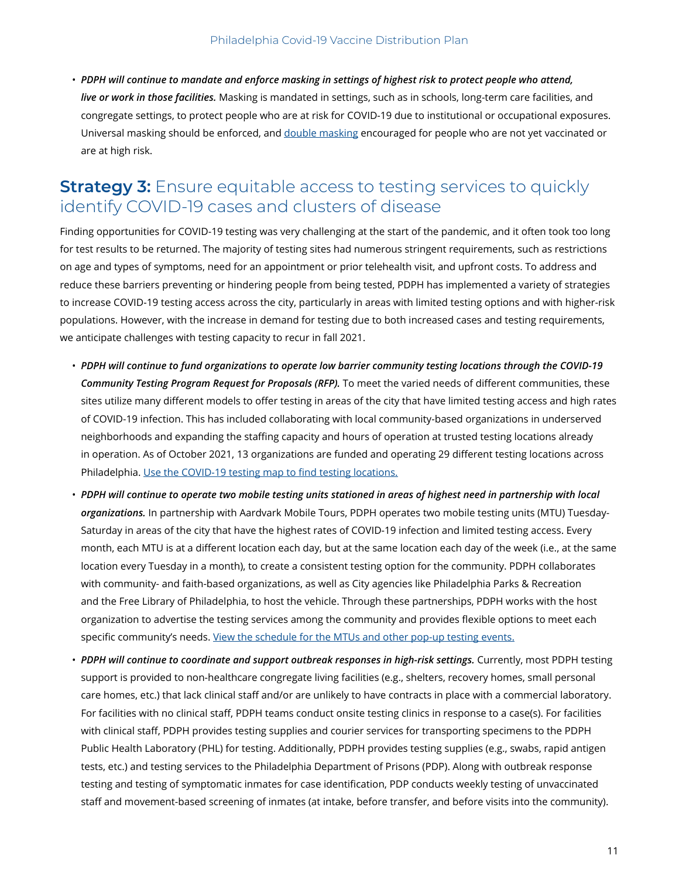- ***PDPH will continue to mandate and enforce masking in settings of highest risk to protect people who attend, live or work in those facilities.*** Masking is mandated in settings, such as in schools, long-term care facilities, and congregate settings, to protect people who are at risk for COVID-19 due to institutional or occupational exposures. Universal masking should be enforced, and double masking encouraged for people who are not yet vaccinated or are at high risk.

## **Strategy 3:** Ensure equitable access to testing services to quickly identify COVID-19 cases and clusters of disease

Finding opportunities for COVID-19 testing was very challenging at the start of the pandemic, and it often took too long for test results to be returned. The majority of testing sites had numerous stringent requirements, such as restrictions on age and types of symptoms, need for an appointment or prior telehealth visit, and upfront costs. To address and reduce these barriers preventing or hindering people from being tested, PDPH has implemented a variety of strategies to increase COVID-19 testing access across the city, particularly in areas with limited testing options and with higher-risk populations. However, with the increase in demand for testing due to both increased cases and testing requirements, we anticipate challenges with testing capacity to recur in fall 2021.

- ***PDPH will continue to fund organizations to operate low barrier community testing locations through the COVID-19 Community Testing Program Request for Proposals (RFP).*** To meet the varied needs of different communities, these sites utilize many different models to offer testing in areas of the city that have limited testing access and high rates of COVID-19 infection. This has included collaborating with local community-based organizations in underserved neighborhoods and expanding the staffing capacity and hours of operation at trusted testing locations already in operation. As of October 2021, 13 organizations are funded and operating 29 different testing locations across Philadelphia. Use the COVID-19 testing map to find testing locations.
- ***PDPH will continue to operate two mobile testing units stationed in areas of highest need in partnership with local organizations.*** In partnership with Aardvark Mobile Tours, PDPH operates two mobile testing units (MTU) Tuesday-Saturday in areas of the city that have the highest rates of COVID-19 infection and limited testing access. Every month, each MTU is at a different location each day, but at the same location each day of the week (i.e., at the same location every Tuesday in a month), to create a consistent testing option for the community. PDPH collaborates with community- and faith-based organizations, as well as City agencies like Philadelphia Parks & Recreation and the Free Library of Philadelphia, to host the vehicle. Through these partnerships, PDPH works with the host organization to advertise the testing services among the community and provides flexible options to meet each specific community's needs. View the schedule for the MTUs and other pop-up testing events.
- ***PDPH will continue to coordinate and support outbreak responses in high-risk settings.*** Currently, most PDPH testing support is provided to non-healthcare congregate living facilities (e.g., shelters, recovery homes, small personal care homes, etc.) that lack clinical staff and/or are unlikely to have contracts in place with a commercial laboratory. For facilities with no clinical staff, PDPH teams conduct onsite testing clinics in response to a case(s). For facilities with clinical staff, PDPH provides testing supplies and courier services for transporting specimens to the PDPH Public Health Laboratory (PHL) for testing. Additionally, PDPH provides testing supplies (e.g., swabs, rapid antigen tests, etc.) and testing services to the Philadelphia Department of Prisons (PDP). Along with outbreak response testing and testing of symptomatic inmates for case identification, PDP conducts weekly testing of unvaccinated staff and movement-based screening of inmates (at intake, before transfer, and before visits into the community).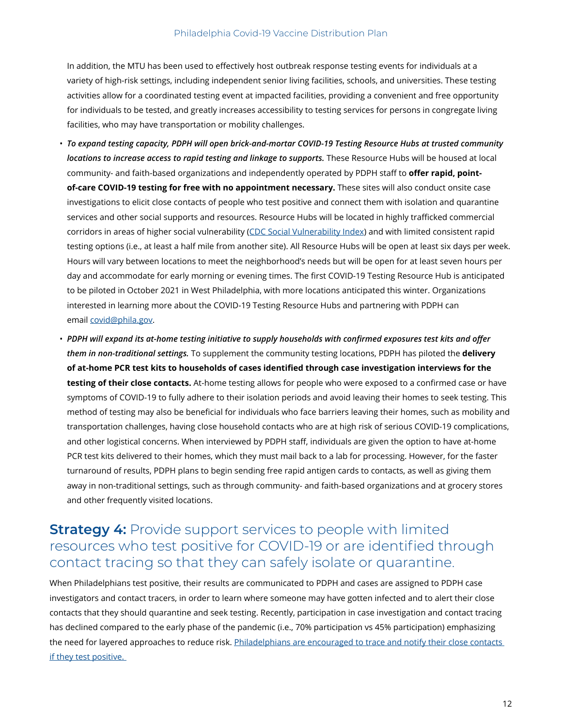In addition, the MTU has been used to effectively host outbreak response testing events for individuals at a variety of high-risk settings, including independent senior living facilities, schools, and universities. These testing activities allow for a coordinated testing event at impacted facilities, providing a convenient and free opportunity for individuals to be tested, and greatly increases accessibility to testing services for persons in congregate living facilities, who may have transportation or mobility challenges.

- ***To expand testing capacity, PDPH will open brick-and-mortar COVID-19 Testing Resource Hubs at trusted community locations to increase access to rapid testing and linkage to supports.*** These Resource Hubs will be housed at local community- and faith-based organizations and independently operated by PDPH staff to **offer rapid, point-of-care COVID-19 testing for free with no appointment necessary.** These sites will also conduct onsite case investigations to elicit close contacts of people who test positive and connect them with isolation and quarantine services and other social supports and resources. Resource Hubs will be located in highly trafficked commercial corridors in areas of higher social vulnerability (CDC Social Vulnerability Index) and with limited consistent rapid testing options (i.e., at least a half mile from another site). All Resource Hubs will be open at least six days per week. Hours will vary between locations to meet the neighborhood's needs but will be open for at least seven hours per day and accommodate for early morning or evening times. The first COVID-19 Testing Resource Hub is anticipated to be piloted in October 2021 in West Philadelphia, with more locations anticipated this winter. Organizations interested in learning more about the COVID-19 Testing Resource Hubs and partnering with PDPH can email covid@phila.gov.
- ***PDPH will expand its at-home testing initiative to supply households with confirmed exposures test kits and offer them in non-traditional settings.*** To supplement the community testing locations, PDPH has piloted the **delivery of at-home PCR test kits to households of cases identified through case investigation interviews for the testing of their close contacts.** At-home testing allows for people who were exposed to a confirmed case or have symptoms of COVID-19 to fully adhere to their isolation periods and avoid leaving their homes to seek testing. This method of testing may also be beneficial for individuals who face barriers leaving their homes, such as mobility and transportation challenges, having close household contacts who are at high risk of serious COVID-19 complications, and other logistical concerns. When interviewed by PDPH staff, individuals are given the option to have at-home PCR test kits delivered to their homes, which they must mail back to a lab for processing. However, for the faster turnaround of results, PDPH plans to begin sending free rapid antigen cards to contacts, as well as giving them away in non-traditional settings, such as through community- and faith-based organizations and at grocery stores and other frequently visited locations.

## **Strategy 4:** Provide support services to people with limited resources who test positive for COVID-19 or are identified through contact tracing so that they can safely isolate or quarantine.

When Philadelphians test positive, their results are communicated to PDPH and cases are assigned to PDPH case investigators and contact tracers, in order to learn where someone may have gotten infected and to alert their close contacts that they should quarantine and seek testing. Recently, participation in case investigation and contact tracing has declined compared to the early phase of the pandemic (i.e., 70% participation vs 45% participation) emphasizing the need for layered approaches to reduce risk. Philadelphians are encouraged to trace and notify their close contacts if they test positive.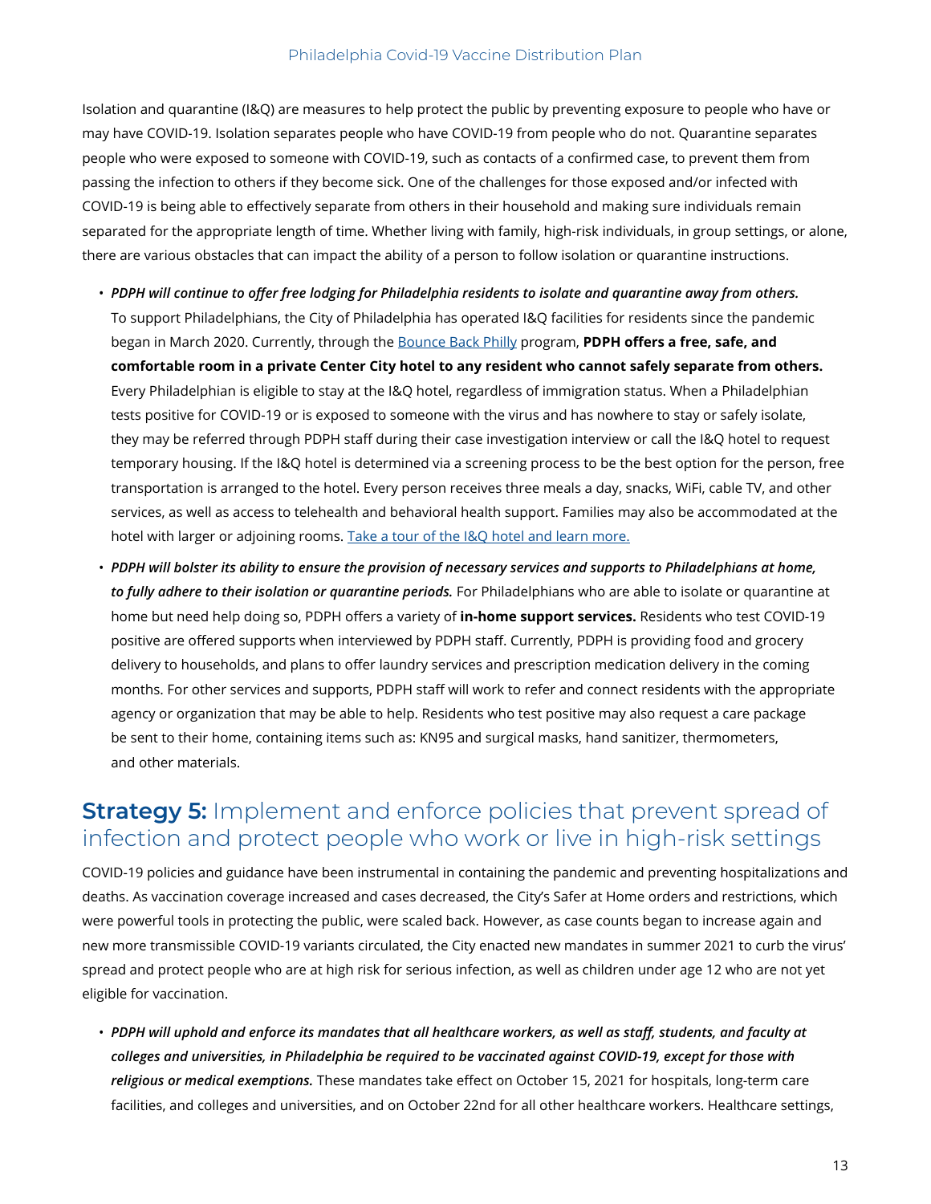Isolation and quarantine (I&Q) are measures to help protect the public by preventing exposure to people who have or may have COVID-19. Isolation separates people who have COVID-19 from people who do not. Quarantine separates people who were exposed to someone with COVID-19, such as contacts of a confirmed case, to prevent them from passing the infection to others if they become sick. One of the challenges for those exposed and/or infected with COVID-19 is being able to effectively separate from others in their household and making sure individuals remain separated for the appropriate length of time. Whether living with family, high-risk individuals, in group settings, or alone, there are various obstacles that can impact the ability of a person to follow isolation or quarantine instructions.

- ***PDPH will continue to offer free lodging for Philadelphia residents to isolate and quarantine away from others.*** To support Philadelphians, the City of Philadelphia has operated I&Q facilities for residents since the pandemic began in March 2020. Currently, through the Bounce Back Philly program, **PDPH offers a free, safe, and comfortable room in a private Center City hotel to any resident who cannot safely separate from others.** Every Philadelphian is eligible to stay at the I&Q hotel, regardless of immigration status. When a Philadelphian tests positive for COVID-19 or is exposed to someone with the virus and has nowhere to stay or safely isolate, they may be referred through PDPH staff during their case investigation interview or call the I&Q hotel to request temporary housing. If the I&Q hotel is determined via a screening process to be the best option for the person, free transportation is arranged to the hotel. Every person receives three meals a day, snacks, WiFi, cable TV, and other services, as well as access to telehealth and behavioral health support. Families may also be accommodated at the hotel with larger or adjoining rooms. Take a tour of the I&Q hotel and learn more.
- ***PDPH will bolster its ability to ensure the provision of necessary services and supports to Philadelphians at home, to fully adhere to their isolation or quarantine periods.*** For Philadelphians who are able to isolate or quarantine at home but need help doing so, PDPH offers a variety of **in-home support services.** Residents who test COVID-19 positive are offered supports when interviewed by PDPH staff. Currently, PDPH is providing food and grocery delivery to households, and plans to offer laundry services and prescription medication delivery in the coming months. For other services and supports, PDPH staff will work to refer and connect residents with the appropriate agency or organization that may be able to help. Residents who test positive may also request a care package be sent to their home, containing items such as: KN95 and surgical masks, hand sanitizer, thermometers, and other materials.

## **Strategy 5:** Implement and enforce policies that prevent spread of infection and protect people who work or live in high-risk settings

COVID-19 policies and guidance have been instrumental in containing the pandemic and preventing hospitalizations and deaths. As vaccination coverage increased and cases decreased, the City's Safer at Home orders and restrictions, which were powerful tools in protecting the public, were scaled back. However, as case counts began to increase again and new more transmissible COVID-19 variants circulated, the City enacted new mandates in summer 2021 to curb the virus' spread and protect people who are at high risk for serious infection, as well as children under age 12 who are not yet eligible for vaccination.

- ***PDPH will uphold and enforce its mandates that all healthcare workers, as well as staff, students, and faculty at colleges and universities, in Philadelphia be required to be vaccinated against COVID-19, except for those with religious or medical exemptions.*** These mandates take effect on October 15, 2021 for hospitals, long-term care facilities, and colleges and universities, and on October 22nd for all other healthcare workers. Healthcare settings,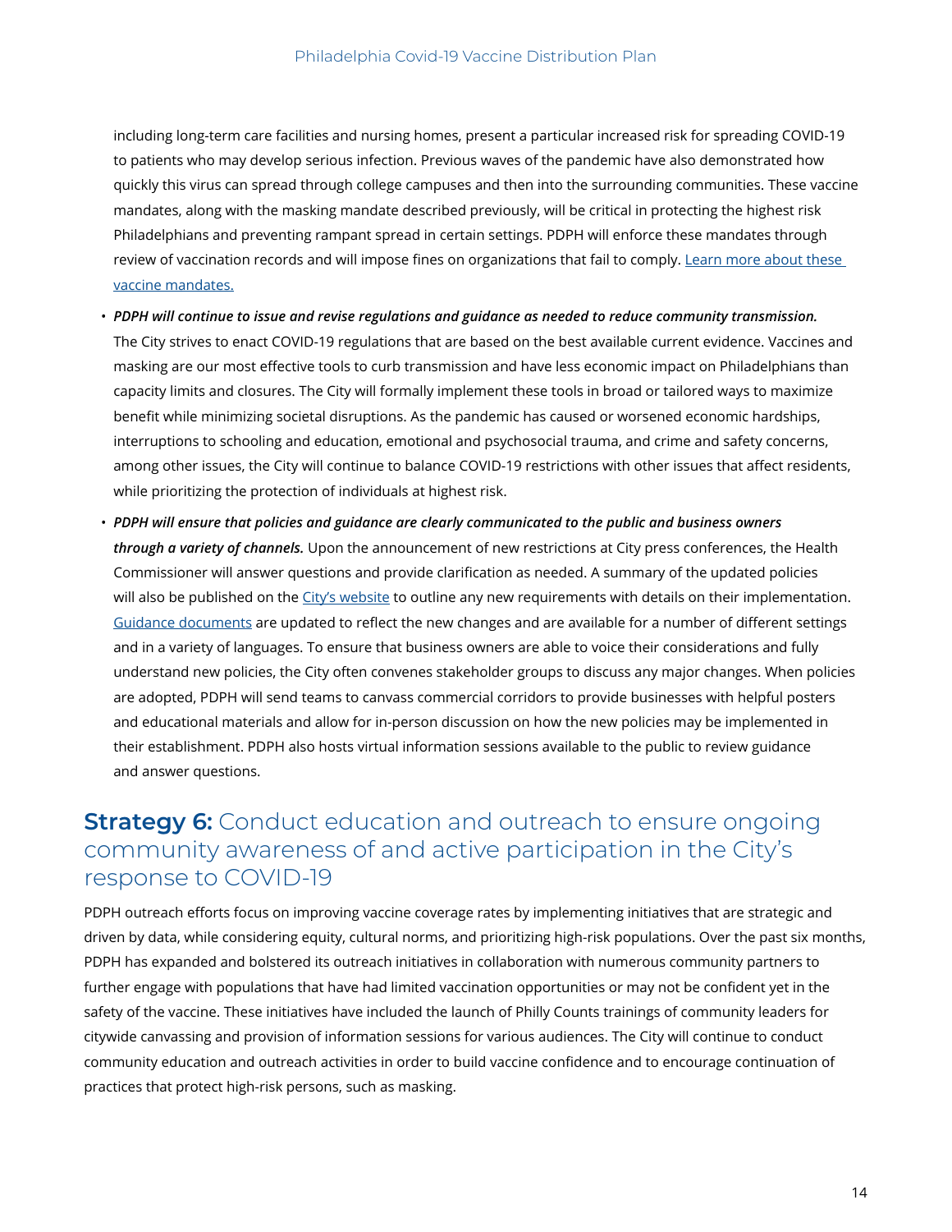including long-term care facilities and nursing homes, present a particular increased risk for spreading COVID-19 to patients who may develop serious infection. Previous waves of the pandemic have also demonstrated how quickly this virus can spread through college campuses and then into the surrounding communities. These vaccine mandates, along with the masking mandate described previously, will be critical in protecting the highest risk Philadelphians and preventing rampant spread in certain settings. PDPH will enforce these mandates through review of vaccination records and will impose fines on organizations that fail to comply. [Learn more about these vaccine mandates.]

- ***PDPH will continue to issue and revise regulations and guidance as needed to reduce community transmission.*** The City strives to enact COVID-19 regulations that are based on the best available current evidence. Vaccines and masking are our most effective tools to curb transmission and have less economic impact on Philadelphians than capacity limits and closures. The City will formally implement these tools in broad or tailored ways to maximize benefit while minimizing societal disruptions. As the pandemic has caused or worsened economic hardships, interruptions to schooling and education, emotional and psychosocial trauma, and crime and safety concerns, among other issues, the City will continue to balance COVID-19 restrictions with other issues that affect residents, while prioritizing the protection of individuals at highest risk.
- ***PDPH will ensure that policies and guidance are clearly communicated to the public and business owners through a variety of channels.*** Upon the announcement of new restrictions at City press conferences, the Health Commissioner will answer questions and provide clarification as needed. A summary of the updated policies will also be published on the [City's website] to outline any new requirements with details on their implementation. [Guidance documents] are updated to reflect the new changes and are available for a number of different settings and in a variety of languages. To ensure that business owners are able to voice their considerations and fully understand new policies, the City often convenes stakeholder groups to discuss any major changes. When policies are adopted, PDPH will send teams to canvass commercial corridors to provide businesses with helpful posters and educational materials and allow for in-person discussion on how the new policies may be implemented in their establishment. PDPH also hosts virtual information sessions available to the public to review guidance and answer questions.

## **Strategy 6:** Conduct education and outreach to ensure ongoing community awareness of and active participation in the City's response to COVID-19

PDPH outreach efforts focus on improving vaccine coverage rates by implementing initiatives that are strategic and driven by data, while considering equity, cultural norms, and prioritizing high-risk populations. Over the past six months, PDPH has expanded and bolstered its outreach initiatives in collaboration with numerous community partners to further engage with populations that have had limited vaccination opportunities or may not be confident yet in the safety of the vaccine. These initiatives have included the launch of Philly Counts trainings of community leaders for citywide canvassing and provision of information sessions for various audiences. The City will continue to conduct community education and outreach activities in order to build vaccine confidence and to encourage continuation of practices that protect high-risk persons, such as masking.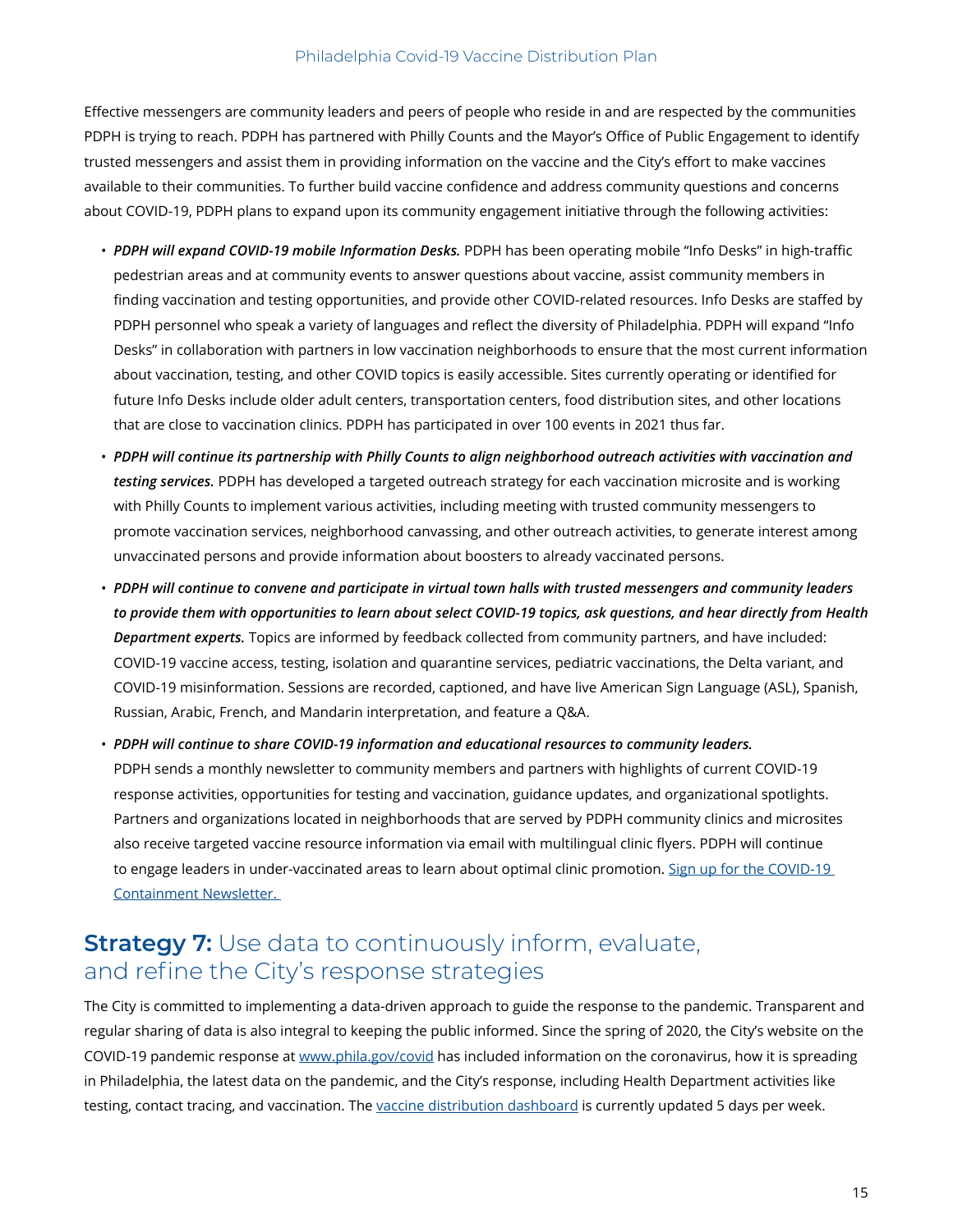Effective messengers are community leaders and peers of people who reside in and are respected by the communities PDPH is trying to reach. PDPH has partnered with Philly Counts and the Mayor's Office of Public Engagement to identify trusted messengers and assist them in providing information on the vaccine and the City's effort to make vaccines available to their communities. To further build vaccine confidence and address community questions and concerns about COVID-19, PDPH plans to expand upon its community engagement initiative through the following activities:

- ***PDPH will expand COVID-19 mobile Information Desks.*** PDPH has been operating mobile "Info Desks" in high-traffic pedestrian areas and at community events to answer questions about vaccine, assist community members in finding vaccination and testing opportunities, and provide other COVID-related resources. Info Desks are staffed by PDPH personnel who speak a variety of languages and reflect the diversity of Philadelphia. PDPH will expand "Info Desks" in collaboration with partners in low vaccination neighborhoods to ensure that the most current information about vaccination, testing, and other COVID topics is easily accessible. Sites currently operating or identified for future Info Desks include older adult centers, transportation centers, food distribution sites, and other locations that are close to vaccination clinics. PDPH has participated in over 100 events in 2021 thus far.
- ***PDPH will continue its partnership with Philly Counts to align neighborhood outreach activities with vaccination and testing services.*** PDPH has developed a targeted outreach strategy for each vaccination microsite and is working with Philly Counts to implement various activities, including meeting with trusted community messengers to promote vaccination services, neighborhood canvassing, and other outreach activities, to generate interest among unvaccinated persons and provide information about boosters to already vaccinated persons.
- ***PDPH will continue to convene and participate in virtual town halls with trusted messengers and community leaders to provide them with opportunities to learn about select COVID-19 topics, ask questions, and hear directly from Health Department experts.*** Topics are informed by feedback collected from community partners, and have included: COVID-19 vaccine access, testing, isolation and quarantine services, pediatric vaccinations, the Delta variant, and COVID-19 misinformation. Sessions are recorded, captioned, and have live American Sign Language (ASL), Spanish, Russian, Arabic, French, and Mandarin interpretation, and feature a Q&A.
- ***PDPH will continue to share COVID-19 information and educational resources to community leaders.*** PDPH sends a monthly newsletter to community members and partners with highlights of current COVID-19 response activities, opportunities for testing and vaccination, guidance updates, and organizational spotlights. Partners and organizations located in neighborhoods that are served by PDPH community clinics and microsites also receive targeted vaccine resource information via email with multilingual clinic flyers. PDPH will continue to engage leaders in under-vaccinated areas to learn about optimal clinic promotion. [Sign up for the COVID-19 Containment Newsletter.]

## **Strategy 7:** Use data to continuously inform, evaluate, and refine the City's response strategies

The City is committed to implementing a data-driven approach to guide the response to the pandemic. Transparent and regular sharing of data is also integral to keeping the public informed. Since the spring of 2020, the City's website on the COVID-19 pandemic response at www.phila.gov/covid has included information on the coronavirus, how it is spreading in Philadelphia, the latest data on the pandemic, and the City's response, including Health Department activities like testing, contact tracing, and vaccination. The vaccine distribution dashboard is currently updated 5 days per week.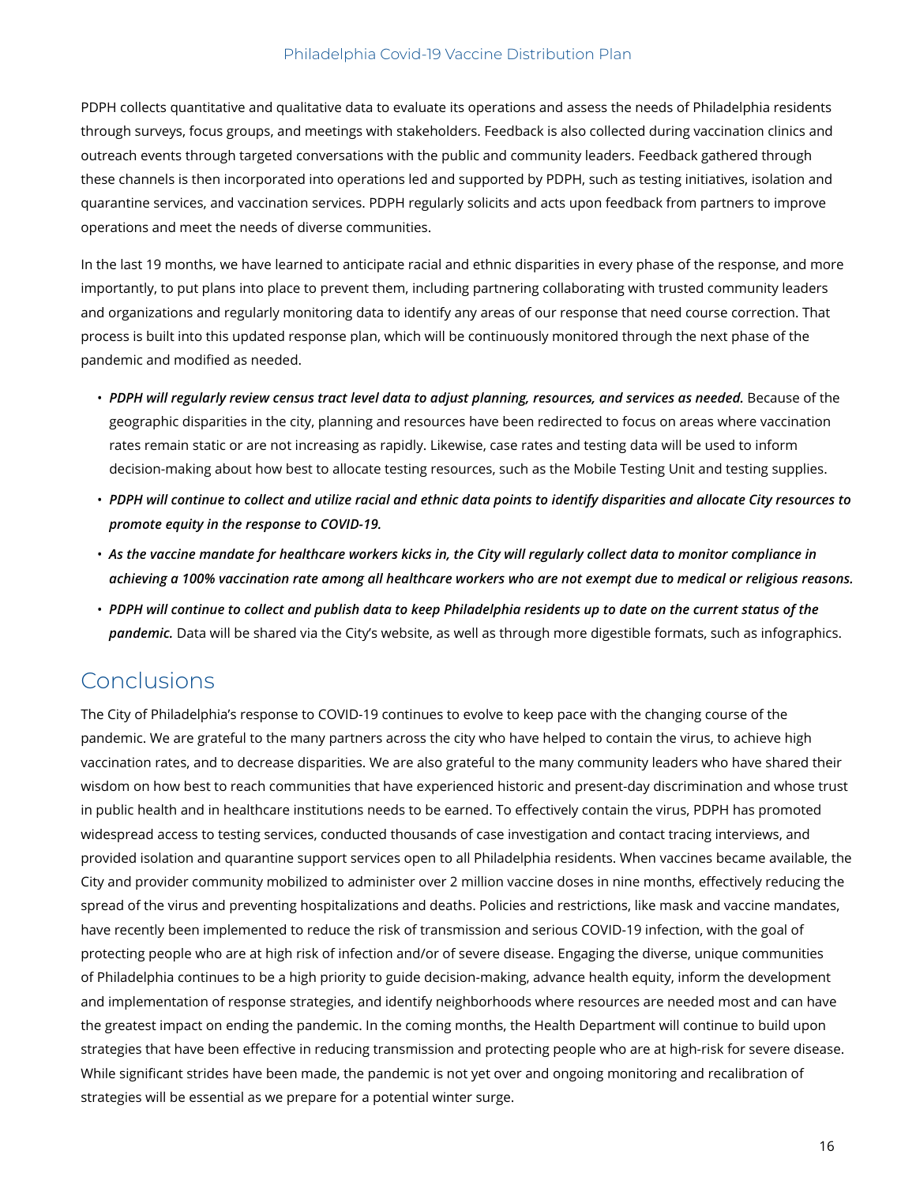PDPH collects quantitative and qualitative data to evaluate its operations and assess the needs of Philadelphia residents through surveys, focus groups, and meetings with stakeholders. Feedback is also collected during vaccination clinics and outreach events through targeted conversations with the public and community leaders. Feedback gathered through these channels is then incorporated into operations led and supported by PDPH, such as testing initiatives, isolation and quarantine services, and vaccination services. PDPH regularly solicits and acts upon feedback from partners to improve operations and meet the needs of diverse communities.

In the last 19 months, we have learned to anticipate racial and ethnic disparities in every phase of the response, and more importantly, to put plans into place to prevent them, including partnering collaborating with trusted community leaders and organizations and regularly monitoring data to identify any areas of our response that need course correction. That process is built into this updated response plan, which will be continuously monitored through the next phase of the pandemic and modified as needed.

- ***PDPH will regularly review census tract level data to adjust planning, resources, and services as needed.*** Because of the geographic disparities in the city, planning and resources have been redirected to focus on areas where vaccination rates remain static or are not increasing as rapidly. Likewise, case rates and testing data will be used to inform decision-making about how best to allocate testing resources, such as the Mobile Testing Unit and testing supplies.
- ***PDPH will continue to collect and utilize racial and ethnic data points to identify disparities and allocate City resources to promote equity in the response to COVID-19.***
- ***As the vaccine mandate for healthcare workers kicks in, the City will regularly collect data to monitor compliance in achieving a 100% vaccination rate among all healthcare workers who are not exempt due to medical or religious reasons.***
- ***PDPH will continue to collect and publish data to keep Philadelphia residents up to date on the current status of the pandemic.*** Data will be shared via the City's website, as well as through more digestible formats, such as infographics.

## Conclusions

The City of Philadelphia's response to COVID-19 continues to evolve to keep pace with the changing course of the pandemic. We are grateful to the many partners across the city who have helped to contain the virus, to achieve high vaccination rates, and to decrease disparities. We are also grateful to the many community leaders who have shared their wisdom on how best to reach communities that have experienced historic and present-day discrimination and whose trust in public health and in healthcare institutions needs to be earned. To effectively contain the virus, PDPH has promoted widespread access to testing services, conducted thousands of case investigation and contact tracing interviews, and provided isolation and quarantine support services open to all Philadelphia residents. When vaccines became available, the City and provider community mobilized to administer over 2 million vaccine doses in nine months, effectively reducing the spread of the virus and preventing hospitalizations and deaths. Policies and restrictions, like mask and vaccine mandates, have recently been implemented to reduce the risk of transmission and serious COVID-19 infection, with the goal of protecting people who are at high risk of infection and/or of severe disease. Engaging the diverse, unique communities of Philadelphia continues to be a high priority to guide decision-making, advance health equity, inform the development and implementation of response strategies, and identify neighborhoods where resources are needed most and can have the greatest impact on ending the pandemic. In the coming months, the Health Department will continue to build upon strategies that have been effective in reducing transmission and protecting people who are at high-risk for severe disease. While significant strides have been made, the pandemic is not yet over and ongoing monitoring and recalibration of strategies will be essential as we prepare for a potential winter surge.